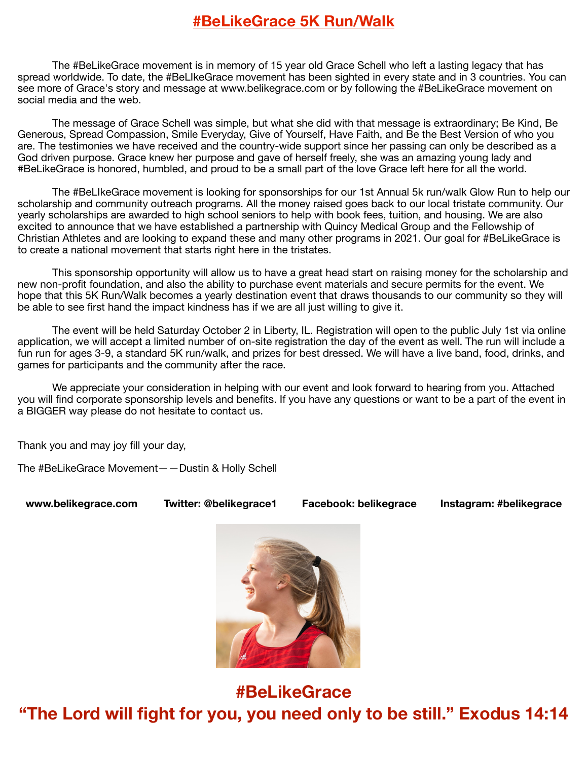# #BeLikeGrace 5K Run/Walk

The #BeLikeGrace movement is in memory of 15 year old Grace Schell who left a lasting legacy that has spread worldwide. To date, the #BeLIkeGrace movement has been sighted in every state and in 3 countries. You can see more of Grace's story and message at www.belikegrace.com or by following the #BeLikeGrace movement on social media and the web.

The message of Grace Schell was simple, but what she did with that message is extraordinary; Be Kind, Be Generous, Spread Compassion, Smile Everyday, Give of Yourself, Have Faith, and Be the Best Version of who you are. The testimonies we have received and the country-wide support since her passing can only be described as a God driven purpose. Grace knew her purpose and gave of herself freely, she was an amazing young lady and #BeLikeGrace is honored, humbled, and proud to be a small part of the love Grace left here for all the world.

The #BeLIkeGrace movement is looking for sponsorships for our 1st Annual 5k run/walk Glow Run to help our scholarship and community outreach programs. All the money raised goes back to our local tristate community. Our yearly scholarships are awarded to high school seniors to help with book fees, tuition, and housing. We are also excited to announce that we have established a partnership with Quincy Medical Group and the Fellowship of Christian Athletes and are looking to expand these and many other programs in 2021. Our goal for #BeLikeGrace is to create a national movement that starts right here in the tristates.

This sponsorship opportunity will allow us to have a great head start on raising money for the scholarship and new non-profit foundation, and also the ability to purchase event materials and secure permits for the event. We hope that this 5K Run/Walk becomes a yearly destination event that draws thousands to our community so they will be able to see first hand the impact kindness has if we are all just willing to give it.

The event will be held Saturday October 2 in Liberty, IL. Registration will open to the public July 1st via online application, we will accept a limited number of on-site registration the day of the event as well. The run will include a fun run for ages 3-9, a standard 5K run/walk, and prizes for best dressed. We will have a live band, food, drinks, and games for participants and the community after the race.

We appreciate your consideration in helping with our event and look forward to hearing from you. Attached you will find corporate sponsorship levels and benefits. If you have any questions or want to be a part of the event in a BIGGER way please do not hesitate to contact us.

Thank you and may joy fill your day,

The #BeLikeGrace Movement——Dustin & Holly Schell

**www.belikegrace.com** **Twitter: @belikegrace1** **Facebook: belikegrace** **Instagram: #belikegrace**

## #BeLikeGrace

## "The Lord will fight for you, you need only to be still." Exodus 14:14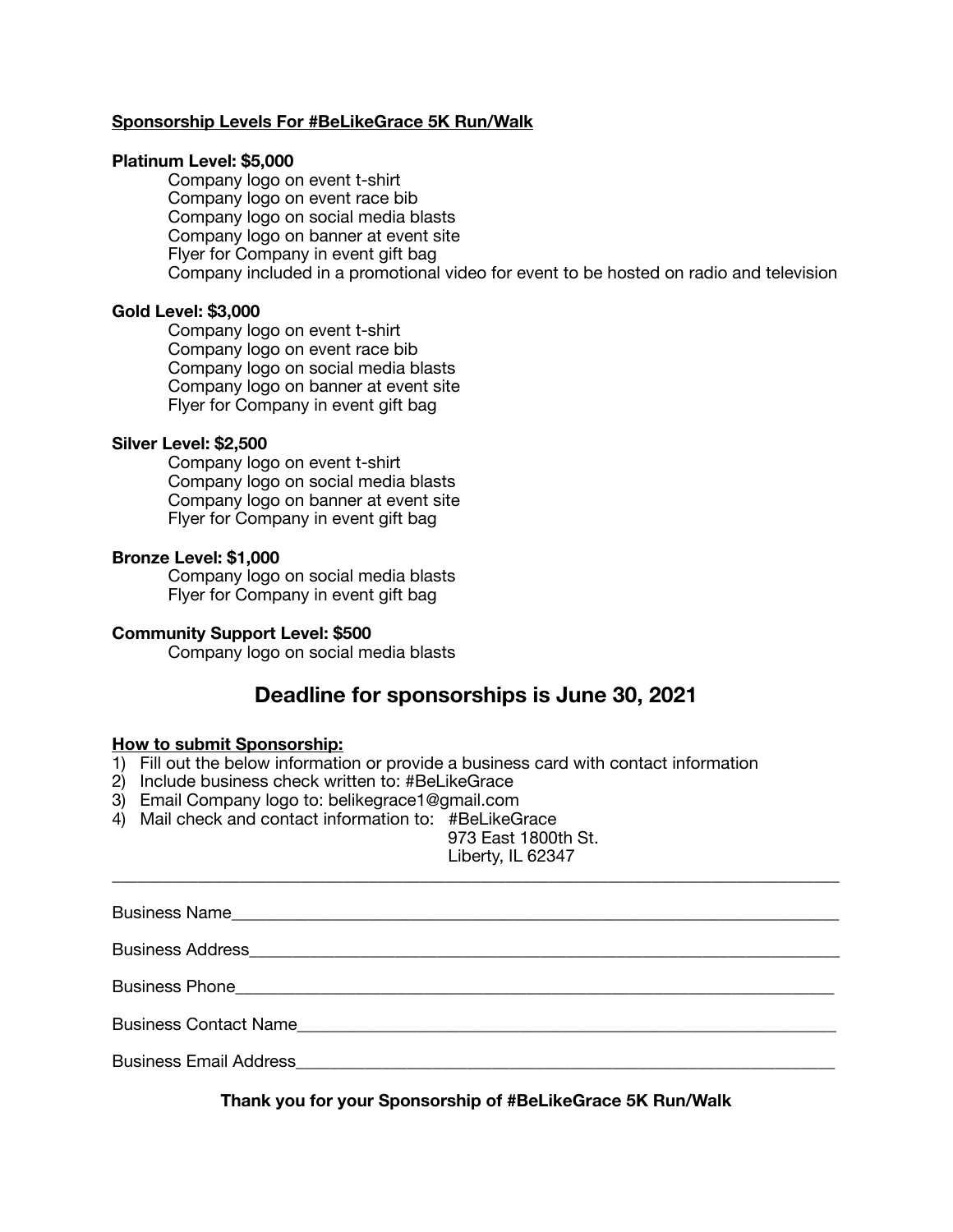**<u>Sponsorship Levels For #BeLikeGrace 5K Run/Walk</u>**

**Platinum Level: $5,000**

- Company logo on event t-shirt
- Company logo on event race bib
- Company logo on social media blasts
- Company logo on banner at event site
- Flyer for Company in event gift bag
- Company included in a promotional video for event to be hosted on radio and television

**Gold Level: $3,000**

- Company logo on event t-shirt
- Company logo on event race bib
- Company logo on social media blasts
- Company logo on banner at event site
- Flyer for Company in event gift bag

**Silver Level: $2,500**

- Company logo on event t-shirt
- Company logo on social media blasts
- Company logo on banner at event site
- Flyer for Company in event gift bag

**Bronze Level: $1,000**

- Company logo on social media blasts
- Flyer for Company in event gift bag

**Community Support Level: $500**

- Company logo on social media blasts

## Deadline for sponsorships is June 30, 2021

**<u>How to submit Sponsorship:</u>**

1) Fill out the below information or provide a business card with contact information
2) Include business check written to: #BeLikeGrace
3) Email Company logo to: belikegrace1@gmail.com
4) Mail check and contact information to: #BeLikeGrace
   973 East 1800th St.
   Liberty, IL 62347

---

Business Name______________________________________________________________

Business Address____________________________________________________________

Business Phone______________________________________________________________

Business Contact Name________________________________________________________

Business Email Address_______________________________________________________

**Thank you for your Sponsorship of #BeLikeGrace 5K Run/Walk**